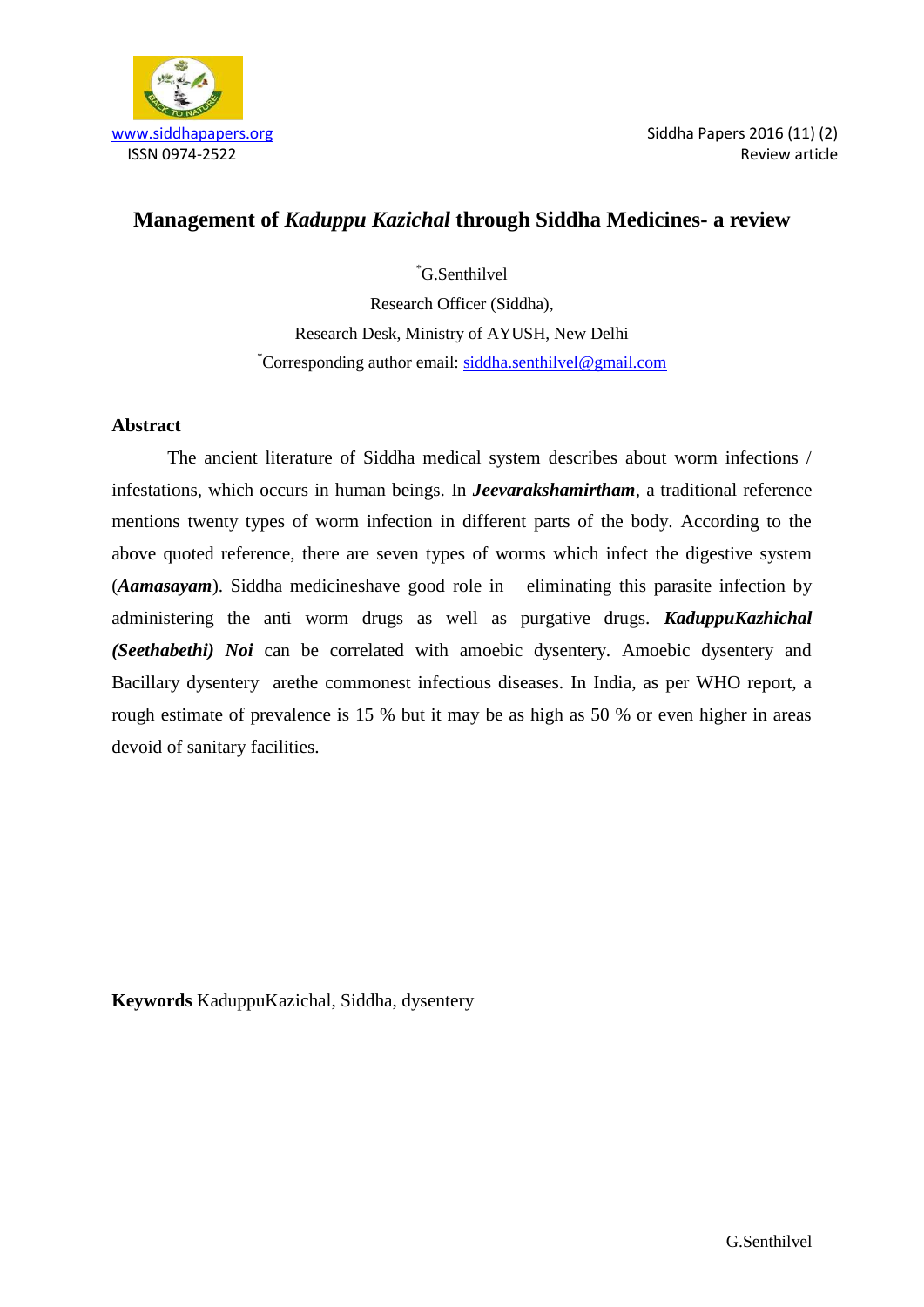www.siddhapapers.org
ISSN 0974-2522

Siddha Papers 2016 (11) (2)
Review article

# Management of *Kaduppu Kazichal* through Siddha Medicines- a review

*G.Senthilvel

Research Officer (Siddha),

Research Desk, Ministry of AYUSH, New Delhi

*Corresponding author email: siddha.senthilvel@gmail.com

## Abstract

The ancient literature of Siddha medical system describes about worm infections / infestations, which occurs in human beings. In ***Jeevarakshamirtham***, a traditional reference mentions twenty types of worm infection in different parts of the body. According to the above quoted reference, there are seven types of worms which infect the digestive system (***Aamasayam***). Siddha medicineshave good role in eliminating this parasite infection by administering the anti worm drugs as well as purgative drugs. ***KaduppuKazhichal (Seethabethi) Noi*** can be correlated with amoebic dysentery. Amoebic dysentery and Bacillary dysentery arethe commonest infectious diseases. In India, as per WHO report, a rough estimate of prevalence is 15 % but it may be as high as 50 % or even higher in areas devoid of sanitary facilities.

**Keywords** KaduppuKazichal, Siddha, dysentery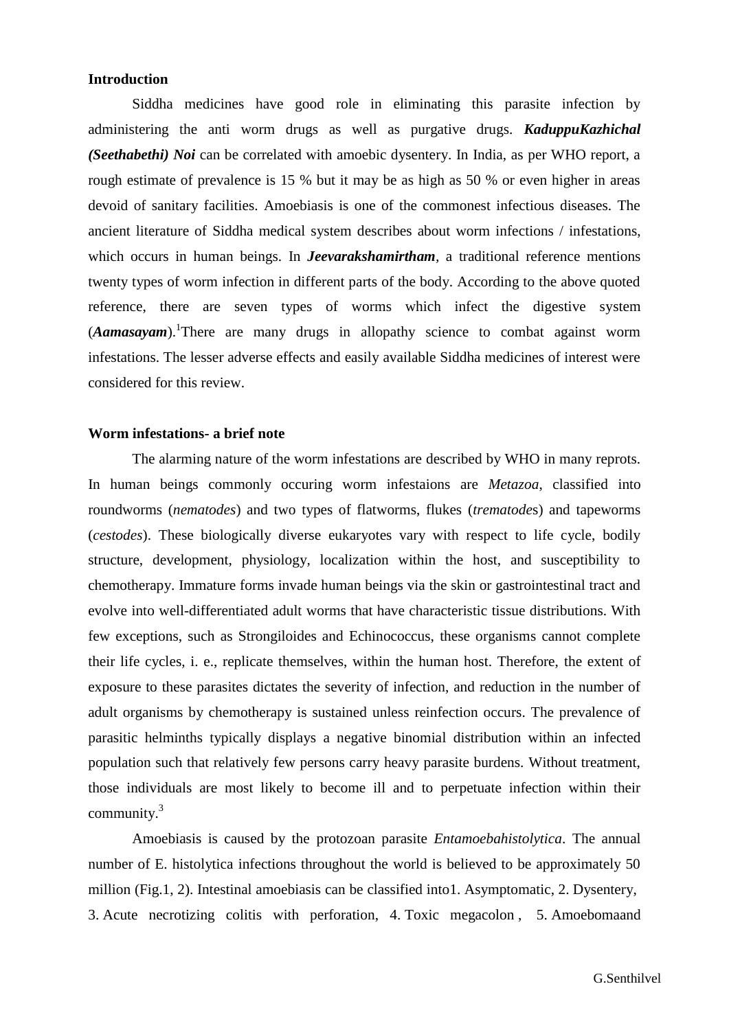**Introduction**

Siddha medicines have good role in eliminating this parasite infection by administering the anti worm drugs as well as purgative drugs. ***KaduppuKazhichal (Seethabethi) Noi*** can be correlated with amoebic dysentery. In India, as per WHO report, a rough estimate of prevalence is 15 % but it may be as high as 50 % or even higher in areas devoid of sanitary facilities. Amoebiasis is one of the commonest infectious diseases. The ancient literature of Siddha medical system describes about worm infections / infestations, which occurs in human beings. In ***Jeevarakshamirtham***, a traditional reference mentions twenty types of worm infection in different parts of the body. According to the above quoted reference, there are seven types of worms which infect the digestive system (***Aamasayam***).[1]There are many drugs in allopathy science to combat against worm infestations. The lesser adverse effects and easily available Siddha medicines of interest were considered for this review.

**Worm infestations- a brief note**

The alarming nature of the worm infestations are described by WHO in many reprots. In human beings commonly occuring worm infestaions are *Metazoa*, classified into roundworms (*nematodes*) and two types of flatworms, flukes (*trematode*s) and tapeworms (*cestodes*). These biologically diverse eukaryotes vary with respect to life cycle, bodily structure, development, physiology, localization within the host, and susceptibility to chemotherapy. Immature forms invade human beings via the skin or gastrointestinal tract and evolve into well-differentiated adult worms that have characteristic tissue distributions. With few exceptions, such as Strongiloides and Echinococcus, these organisms cannot complete their life cycles, i. e., replicate themselves, within the human host. Therefore, the extent of exposure to these parasites dictates the severity of infection, and reduction in the number of adult organisms by chemotherapy is sustained unless reinfection occurs. The prevalence of parasitic helminths typically displays a negative binomial distribution within an infected population such that relatively few persons carry heavy parasite burdens. Without treatment, those individuals are most likely to become ill and to perpetuate infection within their community.[3]

Amoebiasis is caused by the protozoan parasite *Entamoebahistolytica*. The annual number of E. histolytica infections throughout the world is believed to be approximately 50 million (Fig.1, 2). Intestinal amoebiasis can be classified into1. Asymptomatic, 2. Dysentery, 3. Acute necrotizing colitis with perforation, 4. Toxic megacolon , 5. Amoebomaand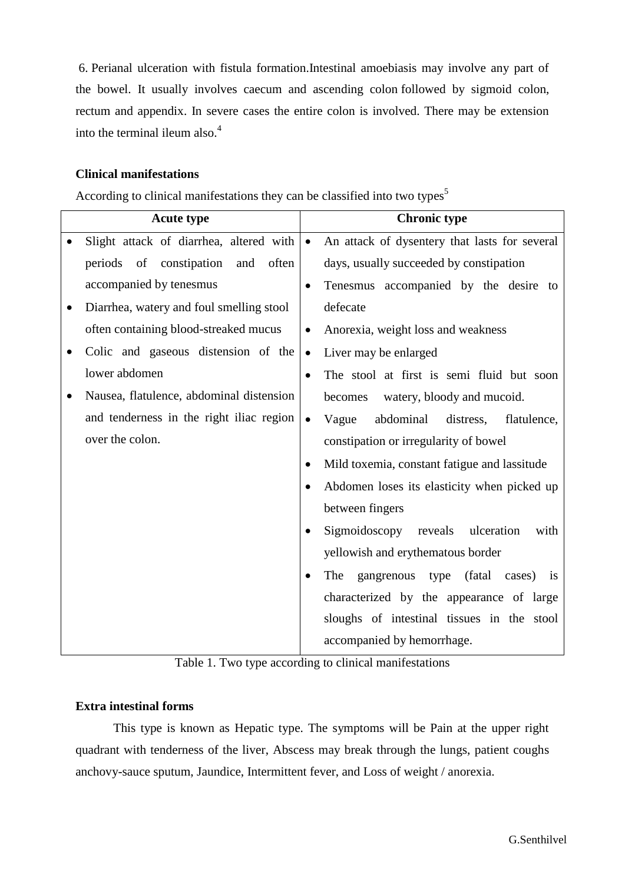6. Perianal ulceration with fistula formation.Intestinal amoebiasis may involve any part of the bowel. It usually involves caecum and ascending colon followed by sigmoid colon, rectum and appendix. In severe cases the entire colon is involved. There may be extension into the terminal ileum also.[4]

**Clinical manifestations**

According to clinical manifestations they can be classified into two types[5]

| Acute type | Chronic type |
|---|---|
| • Slight attack of diarrhea, altered with periods of constipation and often accompanied by tenesmus<br>• Diarrhea, watery and foul smelling stool often containing blood-streaked mucus<br>• Colic and gaseous distension of the lower abdomen<br>• Nausea, flatulence, abdominal distension and tenderness in the right iliac region over the colon. | • An attack of dysentery that lasts for several days, usually succeeded by constipation<br>• Tenesmus accompanied by the desire to defecate<br>• Anorexia, weight loss and weakness<br>• Liver may be enlarged<br>• The stool at first is semi fluid but soon becomes watery, bloody and mucoid.<br>• Vague abdominal distress, flatulence, constipation or irregularity of bowel<br>• Mild toxemia, constant fatigue and lassitude<br>• Abdomen loses its elasticity when picked up between fingers<br>• Sigmoidoscopy reveals ulceration with yellowish and erythematous border<br>• The gangrenous type (fatal cases) is characterized by the appearance of large sloughs of intestinal tissues in the stool accompanied by hemorrhage. |

Table 1. Two type according to clinical manifestations

**Extra intestinal forms**

This type is known as Hepatic type. The symptoms will be Pain at the upper right quadrant with tenderness of the liver, Abscess may break through the lungs, patient coughs anchovy-sauce sputum, Jaundice, Intermittent fever, and Loss of weight / anorexia.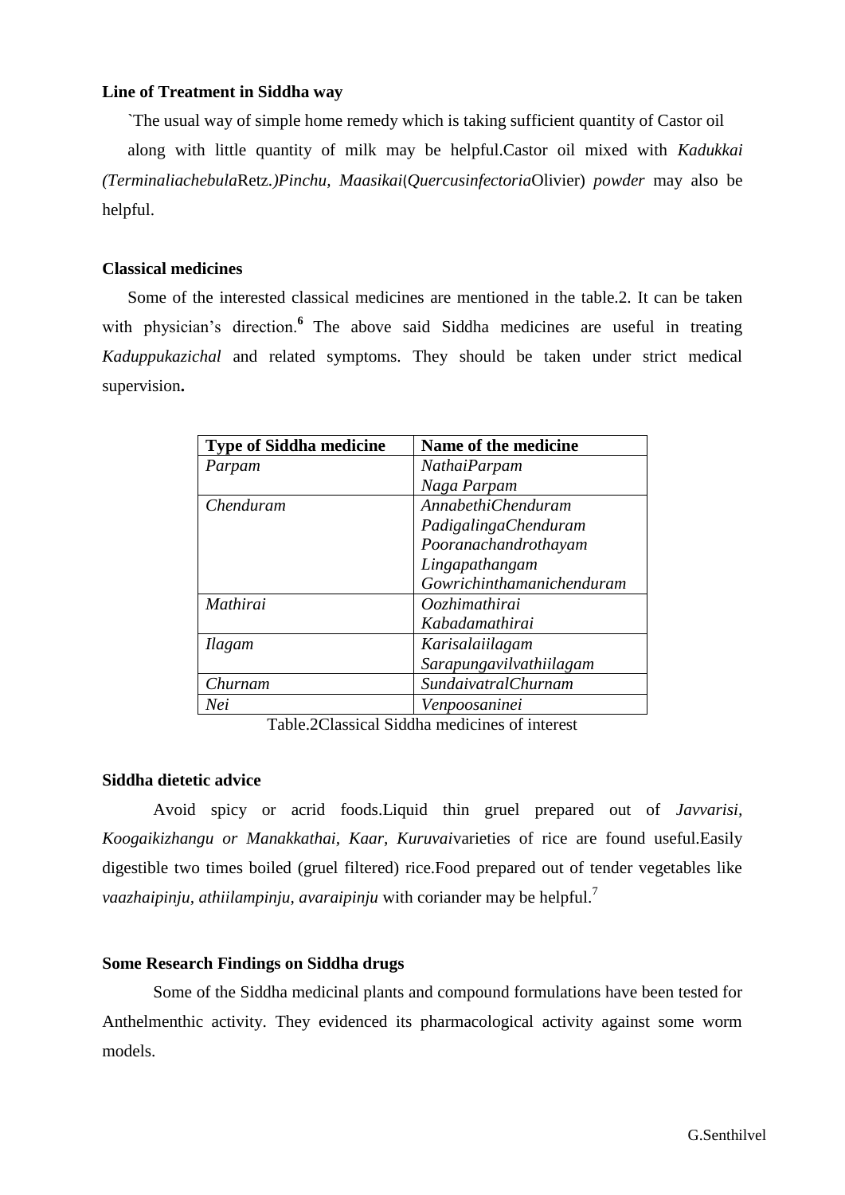**Line of Treatment in Siddha way**

`The usual way of simple home remedy which is taking sufficient quantity of Castor oil along with little quantity of milk may be helpful.Castor oil mixed with *Kadukkai (Terminaliachebula*Retz.*)Pinchu, Maasikai*(*Quercusinfectoria*Olivier) *powder* may also be helpful.

**Classical medicines**

Some of the interested classical medicines are mentioned in the table.2. It can be taken with physician's direction.[6] The above said Siddha medicines are useful in treating *Kaduppukazichal* and related symptoms. They should be taken under strict medical supervision**.**

| Type of Siddha medicine | Name of the medicine |
|---|---|
| *Parpam* | *NathaiParpam*<br>*Naga Parpam* |
| *Chenduram* | *AnnabethiChenduram*<br>*PadigalingaChenduram*<br>*Pooranachandrothayam*<br>*Lingapathangam*<br>*Gowrichinthamanichenduram* |
| *Mathirai* | *Oozhimathirai*<br>*Kabadamathirai* |
| *Ilagam* | *Karisalaiilagam*<br>*Sarapungavilvathiilagam* |
| *Churnam* | *SundaivatralChurnam* |
| *Nei* | *Venpoosaninei* |

Table.2Classical Siddha medicines of interest

**Siddha dietetic advice**

Avoid spicy or acrid foods.Liquid thin gruel prepared out of *Javvarisi, Koogaikizhangu or Manakkathai, Kaar, Kuruvai*varieties of rice are found useful.Easily digestible two times boiled (gruel filtered) rice.Food prepared out of tender vegetables like *vaazhaipinju, athiilampinju, avaraipinju* with coriander may be helpful.[7]

**Some Research Findings on Siddha drugs**

Some of the Siddha medicinal plants and compound formulations have been tested for Anthelmenthic activity. They evidenced its pharmacological activity against some worm models.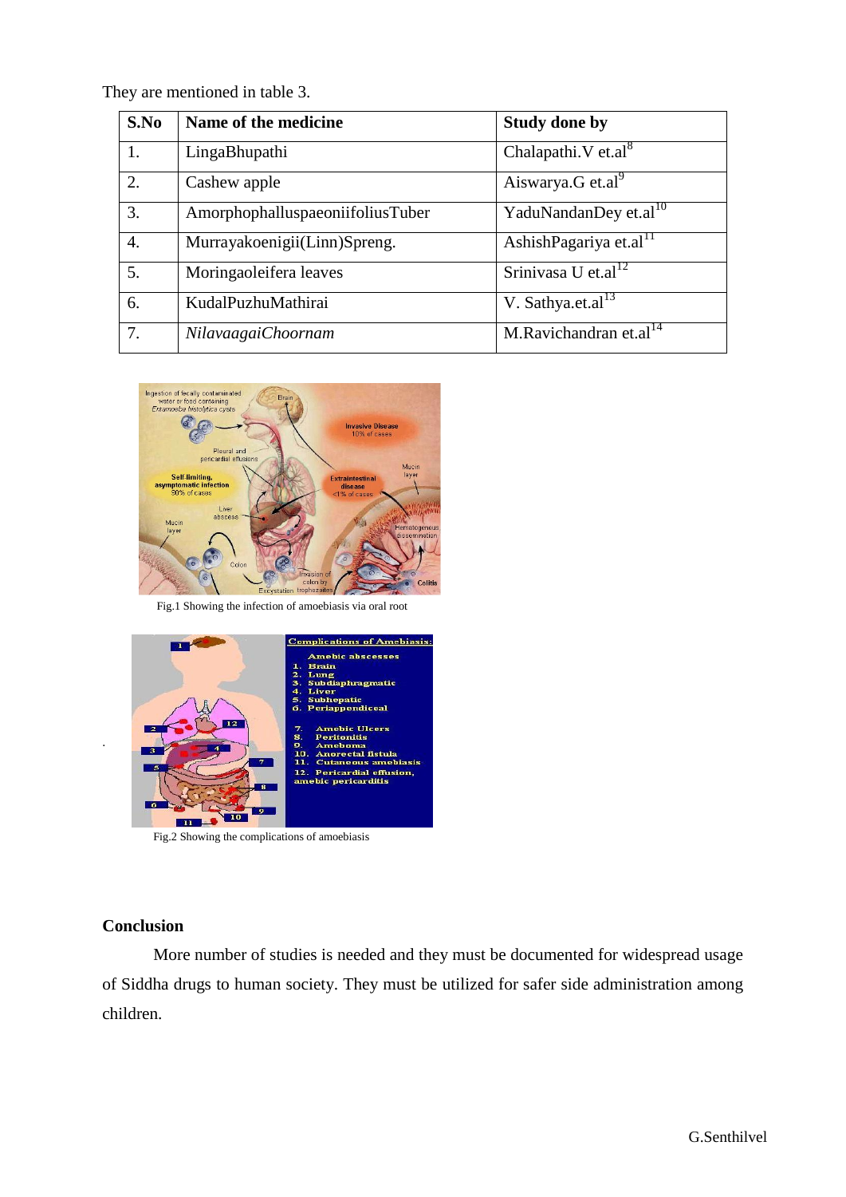They are mentioned in table 3.

| S.No | Name of the medicine | Study done by |
|---|---|---|
| 1. | LingaBhupathi | Chalapathi.V et.al[8] |
| 2. | Cashew apple | Aiswarya.G et.al[9] |
| 3. | AmorphophalluspaeoniifoliusTuber | YaduNandanDey et.al[10] |
| 4. | Murrayakoenigii(Linn)Spreng. | AshishPagariya et.al[11] |
| 5. | Moringaoleifera leaves | Srinivasa U et.al[12] |
| 6. | KudalPuzhuMathirai | V. Sathya.et.al[13] |
| 7. | *NilavaagaiChoornam* | M.Ravichandran et.al[14] |

Fig.1 Showing the infection of amoebiasis via oral root

Fig.2 Showing the complications of amoebiasis

## Conclusion

More number of studies is needed and they must be documented for widespread usage of Siddha drugs to human society. They must be utilized for safer side administration among children.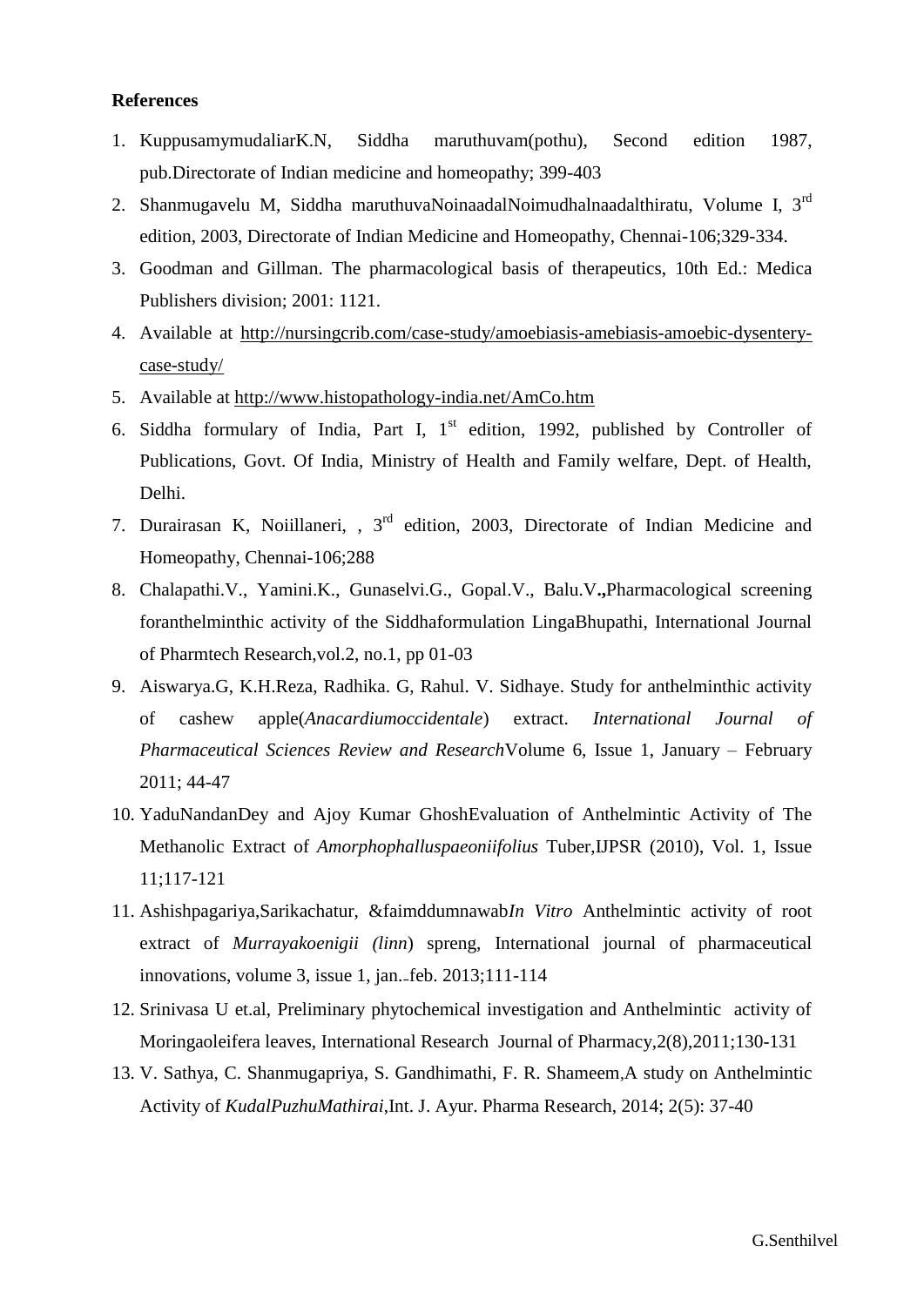**References**

1. KuppusamymudaliarK.N, Siddha maruthuvam(pothu), Second edition 1987, pub.Directorate of Indian medicine and homeopathy; 399-403
2. Shanmugavelu M, Siddha maruthuvaNoinaadalNoimudhalnaadalthiratu, Volume I, 3rd edition, 2003, Directorate of Indian Medicine and Homeopathy, Chennai-106;329-334.
3. Goodman and Gillman. The pharmacological basis of therapeutics, 10th Ed.: Medica Publishers division; 2001: 1121.
4. Available at http://nursingcrib.com/case-study/amoebiasis-amebiasis-amoebic-dysentery-case-study/
5. Available at http://www.histopathology-india.net/AmCo.htm
6. Siddha formulary of India, Part I, 1st edition, 1992, published by Controller of Publications, Govt. Of India, Ministry of Health and Family welfare, Dept. of Health, Delhi.
7. Durairasan K, Noiillaneri, , 3rd edition, 2003, Directorate of Indian Medicine and Homeopathy, Chennai-106;288
8. Chalapathi.V., Yamini.K., Gunaselvi.G., Gopal.V., Balu.V**.,**Pharmacological screening foranthelminthic activity of the Siddhaformulation LingaBhupathi, International Journal of Pharmtech Research,vol.2, no.1, pp 01-03
9. Aiswarya.G, K.H.Reza, Radhika. G, Rahul. V. Sidhaye. Study for anthelminthic activity of cashew apple(*Anacardiumoccidentale*) extract. *International Journal of Pharmaceutical Sciences Review and Research*Volume 6, Issue 1, January – February 2011; 44-47
10. YaduNandanDey and Ajoy Kumar GhoshEvaluation of Anthelmintic Activity of The Methanolic Extract of *Amorphophalluspaeoniifolius* Tuber,IJPSR (2010), Vol. 1, Issue 11;117-121
11. Ashishpagariya,Sarikachatur, &faimddumnawab*In Vitro* Anthelmintic activity of root extract of *Murrayakoenigii (linn*) spreng, International journal of pharmaceutical innovations, volume 3, issue 1, jan.-feb. 2013;111-114
12. Srinivasa U et.al, Preliminary phytochemical investigation and Anthelmintic activity of Moringaoleifera leaves, International Research Journal of Pharmacy,2(8),2011;130-131
13. V. Sathya, C. Shanmugapriya, S. Gandhimathi, F. R. Shameem,A study on Anthelmintic Activity of *KudalPuzhuMathirai*,Int. J. Ayur. Pharma Research, 2014; 2(5): 37-40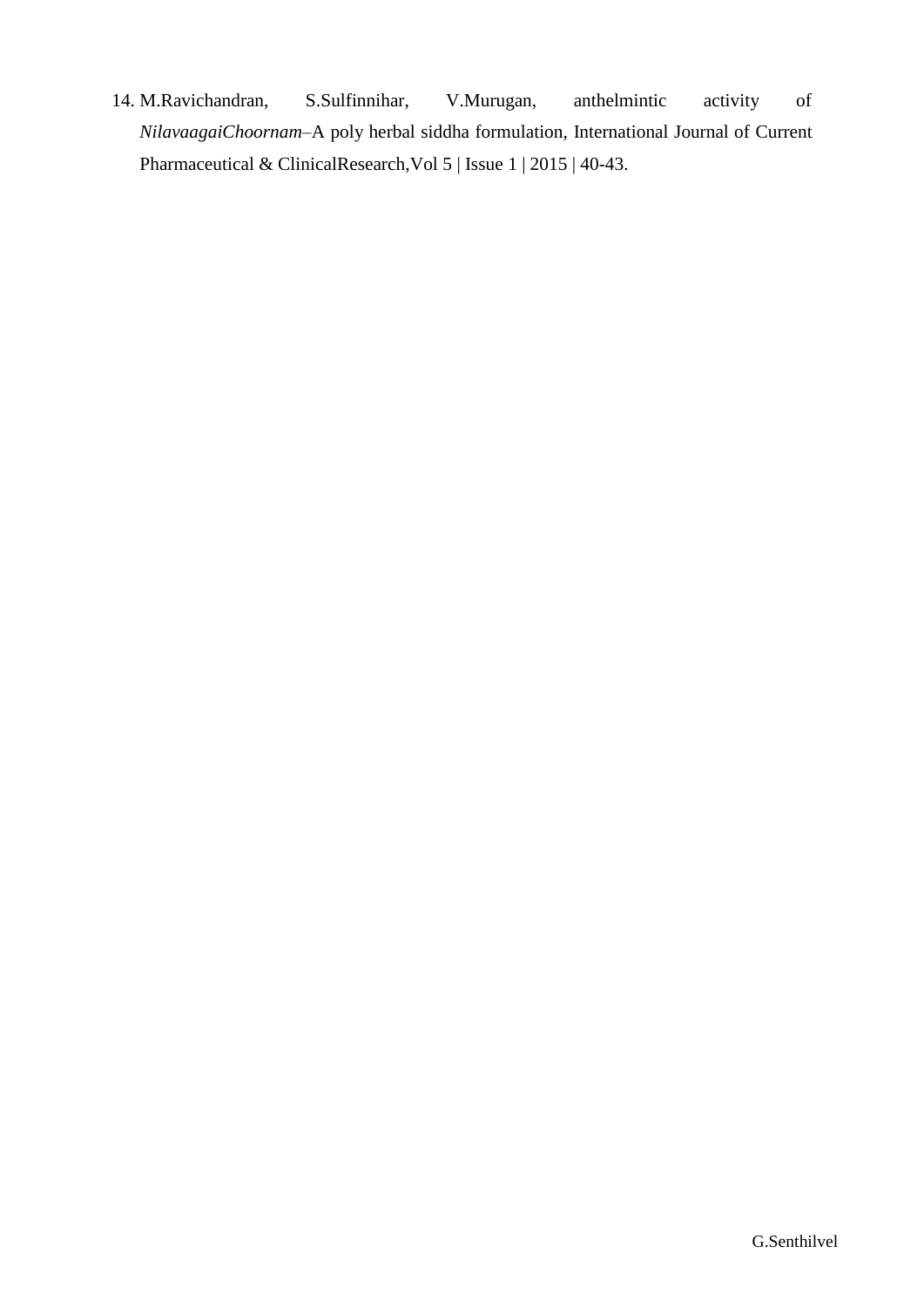14. M.Ravichandran, S.Sulfinnihar, V.Murugan, anthelmintic activity of *NilavaagaiChoornam*–A poly herbal siddha formulation, International Journal of Current Pharmaceutical & ClinicalResearch,Vol 5 | Issue 1 | 2015 | 40-43.